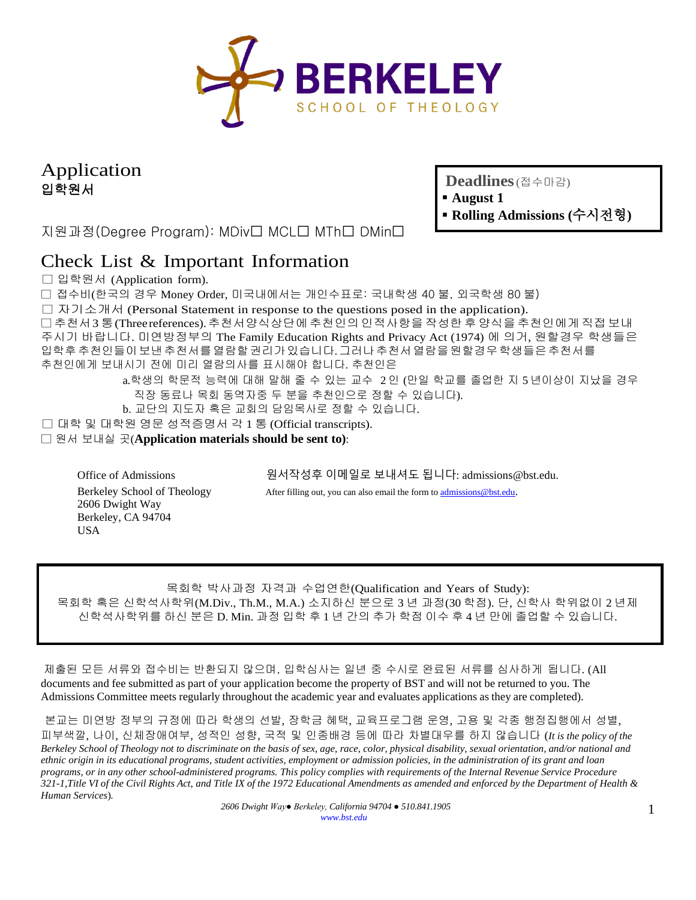**BERKELEY**
SCHOOL OF THEOLOGY

# Application
## 입학원서

**Deadlines** (접수마감)

- **August 1**
- **Rolling Admissions (수시전형)**

지원과정(Degree Program): MDiv☐ MCL☐ MTh☐ DMin☐

## Check List & Important Information

☐ 입학원서 (Application form).

☐ 접수비(한국의 경우 Money Order, 미국내에서는 개인수표로: 국내학생 40 불, 외국학생 80 불)

☐ 자기소개서 (Personal Statement in response to the questions posed in the application).

☐ 추천서 3 통 (Three references). 추천서양식상단에 추천인의 인적사항을 작성한 후 양식을 추천인에게 직접 보내주시기 바랍니다. 미연방정부의 The Family Education Rights and Privacy Act (1974) 에 의거, 원할경우 학생들은 입학후 추천인들이 보낸 추천서를 열람할 권리가 있습니다. 그러나 추천서 열람을 원할경우 학생들은 추천서를 추천인에게 보내시기 전에 미리 열람의사를 표시해야 합니다. 추천인은

a. 학생의 학문적 능력에 대해 말해 줄 수 있는 교수 2 인 (만일 학교를 졸업한 지 5 년이상이 지났을 경우 직장 동료나 목회 동역자중 두 분을 추천인으로 정할 수 있습니다).

b. 교단의 지도자 혹은 교회의 담임목사로 정할 수 있습니다.

☐ 대학 및 대학원 영문 성적증명서 각 1 통 (Official transcripts).

☐ 원서 보내실 곳(**Application materials should be sent to)**:

Office of Admissions
Berkeley School of Theology
2606 Dwight Way
Berkeley, CA 94704
USA

원서작성후 이메일로 보내셔도 됩니다: admissions@bst.edu.

After filling out, you can also email the form to admissions@bst.edu.

---

목회학 박사과정 자격과 수업연한(Qualification and Years of Study):
목회학 혹은 신학석사학위(M.Div., Th.M., M.A.) 소지하신 분으로 3 년 과정(30 학점). 단, 신학사 학위없이 2 년제 신학석사학위를 하신 분은 D. Min. 과정 입학 후 1 년 간의 추가 학점 이수 후 4 년 만에 졸업할 수 있습니다.

---

제출된 모든 서류와 접수비는 반환되지 않으며, 입학심사는 일년 중 수시로 완료된 서류를 심사하게 됩니다. (All documents and fee submitted as part of your application become the property of BST and will not be returned to you. The Admissions Committee meets regularly throughout the academic year and evaluates applications as they are completed).

본교는 미연방 정부의 규정에 따라 학생의 선발, 장학금 혜택, 교육프로그램 운영, 고용 및 각종 행정집행에서 성별, 피부색깔, 나이, 신체장애여부, 성적인 성향, 국적 및 인종배경 등에 따라 차별대우를 하지 않습니다 (*It is the policy of the Berkeley School of Theology not to discriminate on the basis of sex, age, race, color, physical disability, sexual orientation, and/or national and ethnic origin in its educational programs, student activities, employment or admission policies, in the administration of its grant and loan programs, or in any other school-administered programs. This policy complies with requirements of the Internal Revenue Service Procedure 321-1, Title VI of the Civil Rights Act, and Title IX of the 1972 Educational Amendments as amended and enforced by the Department of Health & Human Services*).

*2606 Dwight Way● Berkeley, California 94704 ● 510.841.1905*
*www.bst.edu*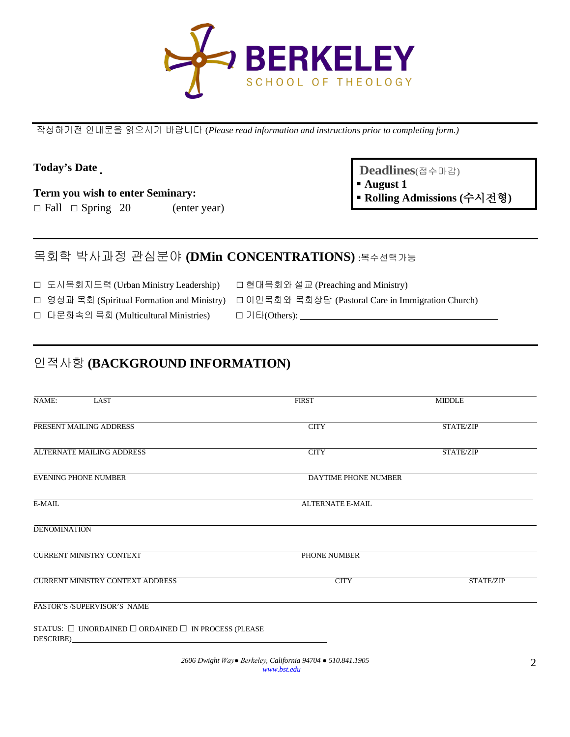# BERKELEY
SCHOOL OF THEOLOGY

작성하기전 안내문을 읽으시기 바랍니다 (*Please read information and instructions prior to completing form.)*

**Today's Date** \_

**Term you wish to enter Seminary:**
□ Fall □ Spring 20\_\_\_\_\_\_\_(enter year)

**Deadlines**(접수마감)
- **August 1**
- **Rolling Admissions (수시전형)**

## 목회학 박사과정 관심분야 (DMin CONCENTRATIONS) :복수선택가능

- ☐ 도시목회지도력 (Urban Ministry Leadership)
- ☐ 영성과 목회 (Spiritual Formation and Ministry)
- ☐ 다문화속의 목회 (Multicultural Ministries)
- ☐ 현대목회와 설교 (Preaching and Ministry)
- ☐ 이민목회와 목회상담 (Pastoral Care in Immigration Church)
- ☐ 기타(Others): \_\_\_\_\_\_\_\_\_\_\_\_\_\_\_\_\_\_\_\_\_\_\_\_\_\_\_\_\_\_\_\_\_\_\_\_

## 인적사항 (BACKGROUND INFORMATION)

NAME: LAST | FIRST | MIDDLE

PRESENT MAILING ADDRESS | CITY | STATE/ZIP

ALTERNATE MAILING ADDRESS | CITY | STATE/ZIP

EVENING PHONE NUMBER | DAYTIME PHONE NUMBER

E-MAIL | ALTERNATE E-MAIL

DENOMINATION

CURRENT MINISTRY CONTEXT | PHONE NUMBER

CURRENT MINISTRY CONTEXT ADDRESS | CITY | STATE/ZIP

PASTOR'S /SUPERVISOR'S NAME

STATUS: ☐ UNORDAINED ☐ ORDAINED ☐ IN PROCESS (PLEASE DESCRIBE)\_\_\_\_\_\_\_\_\_\_\_\_\_\_\_\_\_\_\_\_\_\_\_\_\_\_\_\_\_\_\_\_\_\_\_\_\_\_\_\_

*2606 Dwight Way● Berkeley, California 94704 ● 510.841.1905*
*www.bst.edu*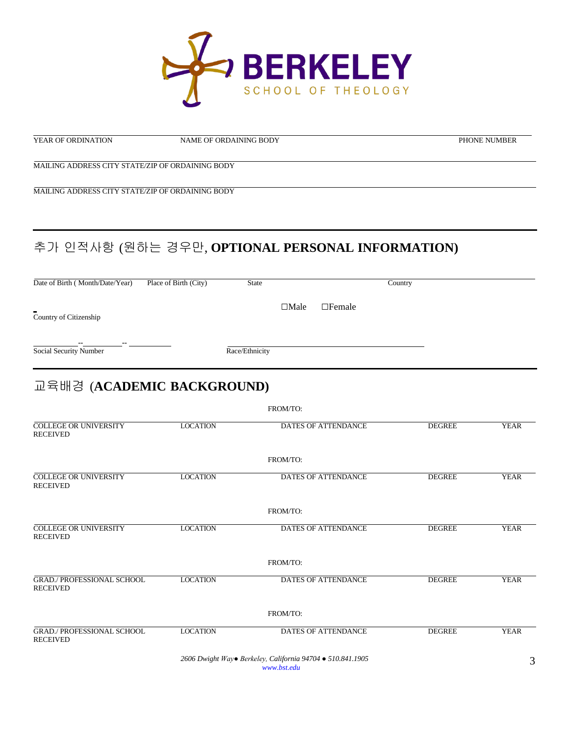BERKELEY
SCHOOL OF THEOLOGY

YEAR OF ORDINATION NAME OF ORDAINING BODY PHONE NUMBER

MAILING ADDRESS CITY STATE/ZIP OF ORDAINING BODY

MAILING ADDRESS CITY STATE/ZIP OF ORDAINING BODY

## 추가 인적사항 (원하는 경우만, **OPTIONAL PERSONAL INFORMATION)**

Date of Birth ( Month/Date/Year) Place of Birth (City) State Country

Country of Citizenship ☐Male ☐Female

\_\_\_\_\_\_\_\_--\_\_\_\_\_\_\_\_-- \_\_\_\_\_\_\_\_
Social Security Number Race/Ethnicity

## 교육배경 (**ACADEMIC BACKGROUND)**

| COLLEGE OR UNIVERSITY | LOCATION | DATES OF ATTENDANCE (FROM/TO:) | DEGREE RECEIVED | YEAR |
|---|---|---|---|---|
| COLLEGE OR UNIVERSITY | LOCATION | DATES OF ATTENDANCE (FROM/TO:) | DEGREE RECEIVED | YEAR |
| COLLEGE OR UNIVERSITY | LOCATION | DATES OF ATTENDANCE (FROM/TO:) | DEGREE RECEIVED | YEAR |
| GRAD./ PROFESSIONAL SCHOOL | LOCATION | DATES OF ATTENDANCE (FROM/TO:) | DEGREE RECEIVED | YEAR |
| GRAD./ PROFESSIONAL SCHOOL | LOCATION | DATES OF ATTENDANCE (FROM/TO:) | DEGREE RECEIVED | YEAR |

*2606 Dwight Way● Berkeley, California 94704 ● 510.841.1905*
*www.bst.edu*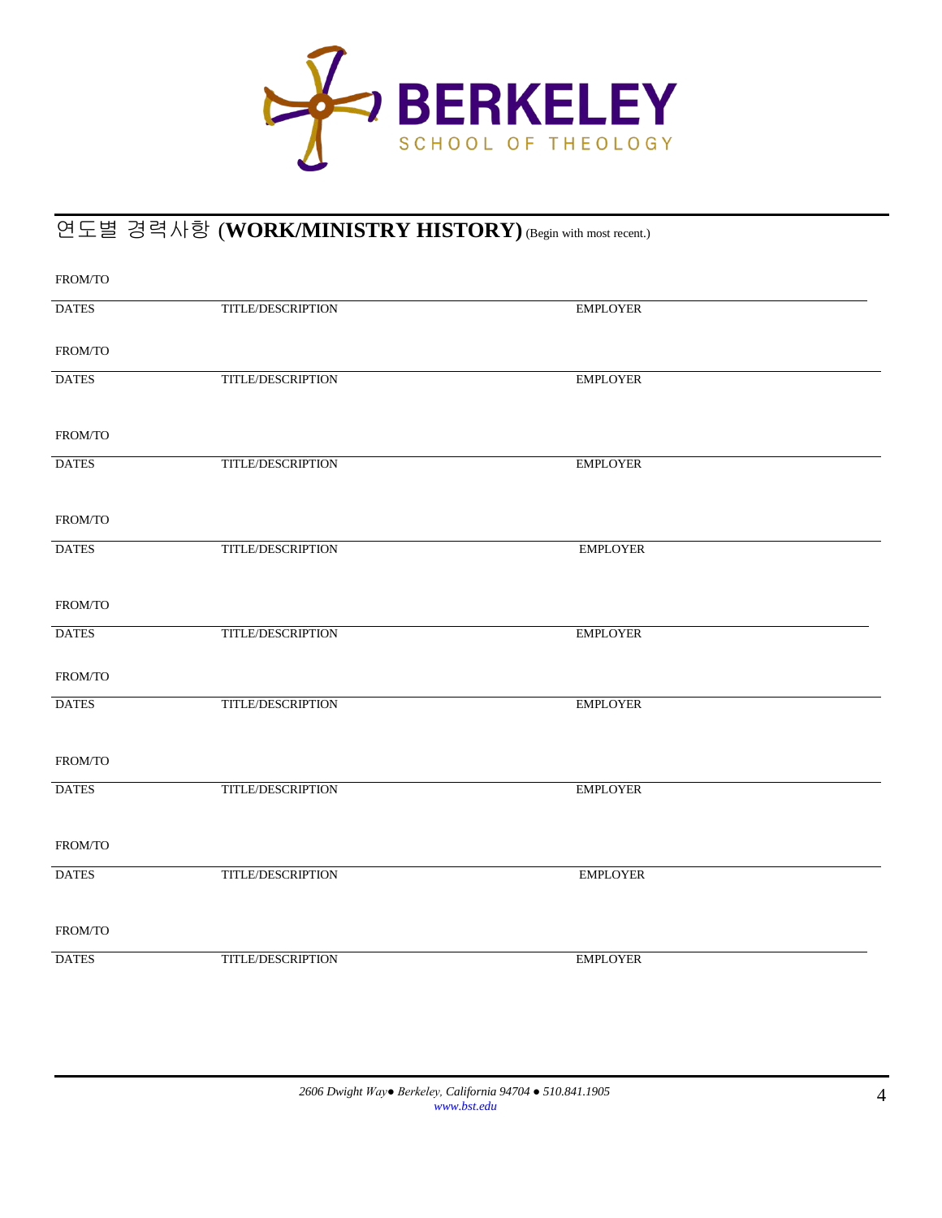BERKELEY

SCHOOL OF THEOLOGY

## 연도별 경력사항 (**WORK/MINISTRY HISTORY**) (Begin with most recent.)

FROM/TO

| DATES | TITLE/DESCRIPTION | EMPLOYER |
|---|---|---|

FROM/TO

| DATES | TITLE/DESCRIPTION | EMPLOYER |
|---|---|---|

FROM/TO

| DATES | TITLE/DESCRIPTION | EMPLOYER |
|---|---|---|

FROM/TO

| DATES | TITLE/DESCRIPTION | EMPLOYER |
|---|---|---|

FROM/TO

| DATES | TITLE/DESCRIPTION | EMPLOYER |
|---|---|---|

FROM/TO

| DATES | TITLE/DESCRIPTION | EMPLOYER |
|---|---|---|

FROM/TO

| DATES | TITLE/DESCRIPTION | EMPLOYER |
|---|---|---|

FROM/TO

| DATES | TITLE/DESCRIPTION | EMPLOYER |
|---|---|---|

FROM/TO

| DATES | TITLE/DESCRIPTION | EMPLOYER |
|---|---|---|

*2606 Dwight Way● Berkeley, California 94704 ● 510.841.1905*
*www.bst.edu*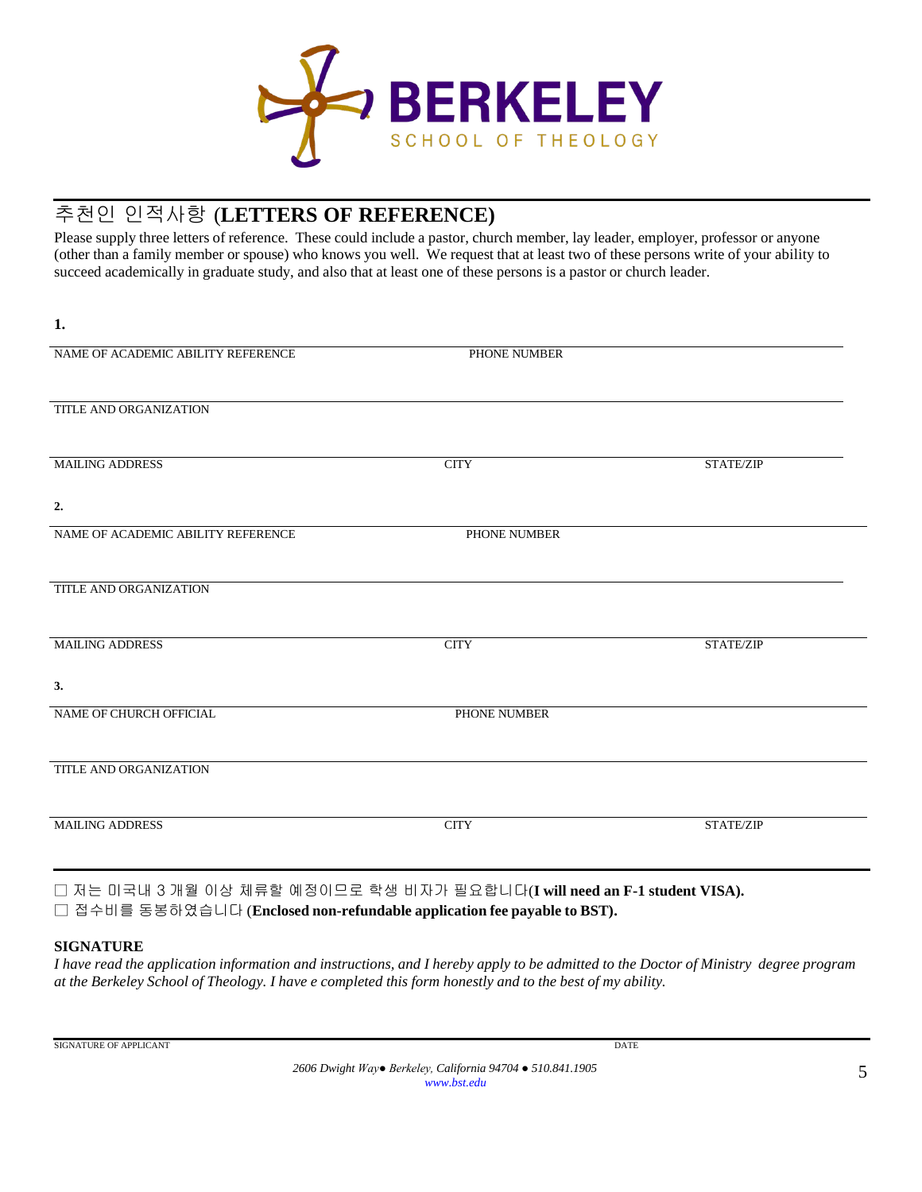**BERKELEY**
SCHOOL OF THEOLOGY

## 추천인 인적사항 (**LETTERS OF REFERENCE)**

Please supply three letters of reference. These could include a pastor, church member, lay leader, employer, professor or anyone (other than a family member or spouse) who knows you well. We request that at least two of these persons write of your ability to succeed academically in graduate study, and also that at least one of these persons is a pastor or church leader.

**1.**

NAME OF ACADEMIC ABILITY REFERENCE          PHONE NUMBER

TITLE AND ORGANIZATION

MAILING ADDRESS          CITY          STATE/ZIP

**2.**

NAME OF ACADEMIC ABILITY REFERENCE          PHONE NUMBER

TITLE AND ORGANIZATION

MAILING ADDRESS          CITY          STATE/ZIP

**3.**

NAME OF CHURCH OFFICIAL          PHONE NUMBER

TITLE AND ORGANIZATION

MAILING ADDRESS          CITY          STATE/ZIP

☐ 저는 미국내 3 개월 이상 체류할 예정이므로 학생 비자가 필요합니다(**I will need an F-1 student VISA).**
☐ 접수비를 동봉하였습니다 (**Enclosed non-refundable application fee payable to BST).**

**SIGNATURE**
*I have read the application information and instructions, and I hereby apply to be admitted to the Doctor of Ministry degree program at the Berkeley School of Theology. I have e completed this form honestly and to the best of my ability.*

SIGNATURE OF APPLICANT          DATE

*2606 Dwight Way● Berkeley, California 94704 ● 510.841.1905*
*www.bst.edu*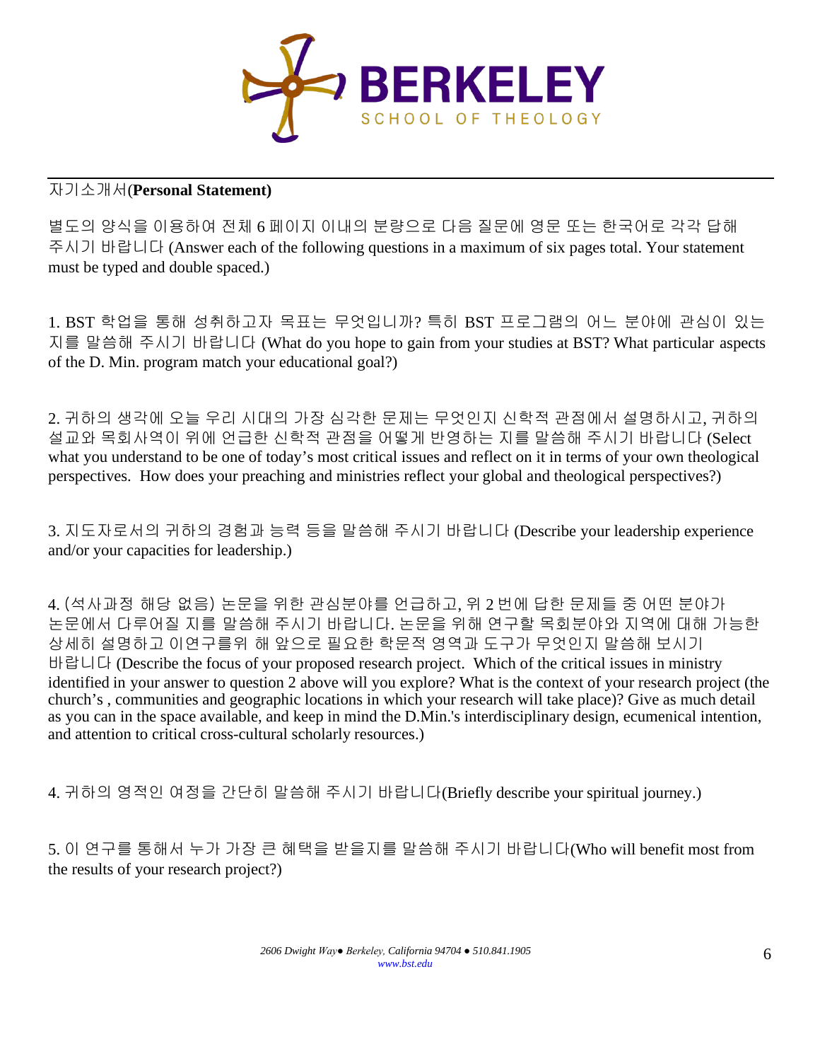# BERKELEY
SCHOOL OF THEOLOGY

---

자기소개서(**Personal Statement)**

별도의 양식을 이용하여 전체 6 페이지 이내의 분량으로 다음 질문에 영문 또는 한국어로 각각 답해 주시기 바랍니다 (Answer each of the following questions in a maximum of six pages total. Your statement must be typed and double spaced.)

1. BST 학업을 통해 성취하고자 목표는 무엇입니까? 특히 BST 프로그램의 어느 분야에 관심이 있는 지를 말씀해 주시기 바랍니다 (What do you hope to gain from your studies at BST? What particular aspects of the D. Min. program match your educational goal?)

2. 귀하의 생각에 오늘 우리 시대의 가장 심각한 문제는 무엇인지 신학적 관점에서 설명하시고, 귀하의 설교와 목회사역이 위에 언급한 신학적 관점을 어떻게 반영하는 지를 말씀해 주시기 바랍니다 (Select what you understand to be one of today's most critical issues and reflect on it in terms of your own theological perspectives. How does your preaching and ministries reflect your global and theological perspectives?)

3. 지도자로서의 귀하의 경험과 능력 등을 말씀해 주시기 바랍니다 (Describe your leadership experience and/or your capacities for leadership.)

4. (석사과정 해당 없음) 논문을 위한 관심분야를 언급하고, 위 2 번에 답한 문제들 중 어떤 분야가 논문에서 다루어질 지를 말씀해 주시기 바랍니다. 논문을 위해 연구할 목회분야와 지역에 대해 가능한 상세히 설명하고 이연구를위 해 앞으로 필요한 학문적 영역과 도구가 무엇인지 말씀해 보시기 바랍니다 (Describe the focus of your proposed research project. Which of the critical issues in ministry identified in your answer to question 2 above will you explore? What is the context of your research project (the church's , communities and geographic locations in which your research will take place)? Give as much detail as you can in the space available, and keep in mind the D.Min.'s interdisciplinary design, ecumenical intention, and attention to critical cross-cultural scholarly resources.)

4. 귀하의 영적인 여정을 간단히 말씀해 주시기 바랍니다(Briefly describe your spiritual journey.)

5. 이 연구를 통해서 누가 가장 큰 혜택을 받을지를 말씀해 주시기 바랍니다(Who will benefit most from the results of your research project?)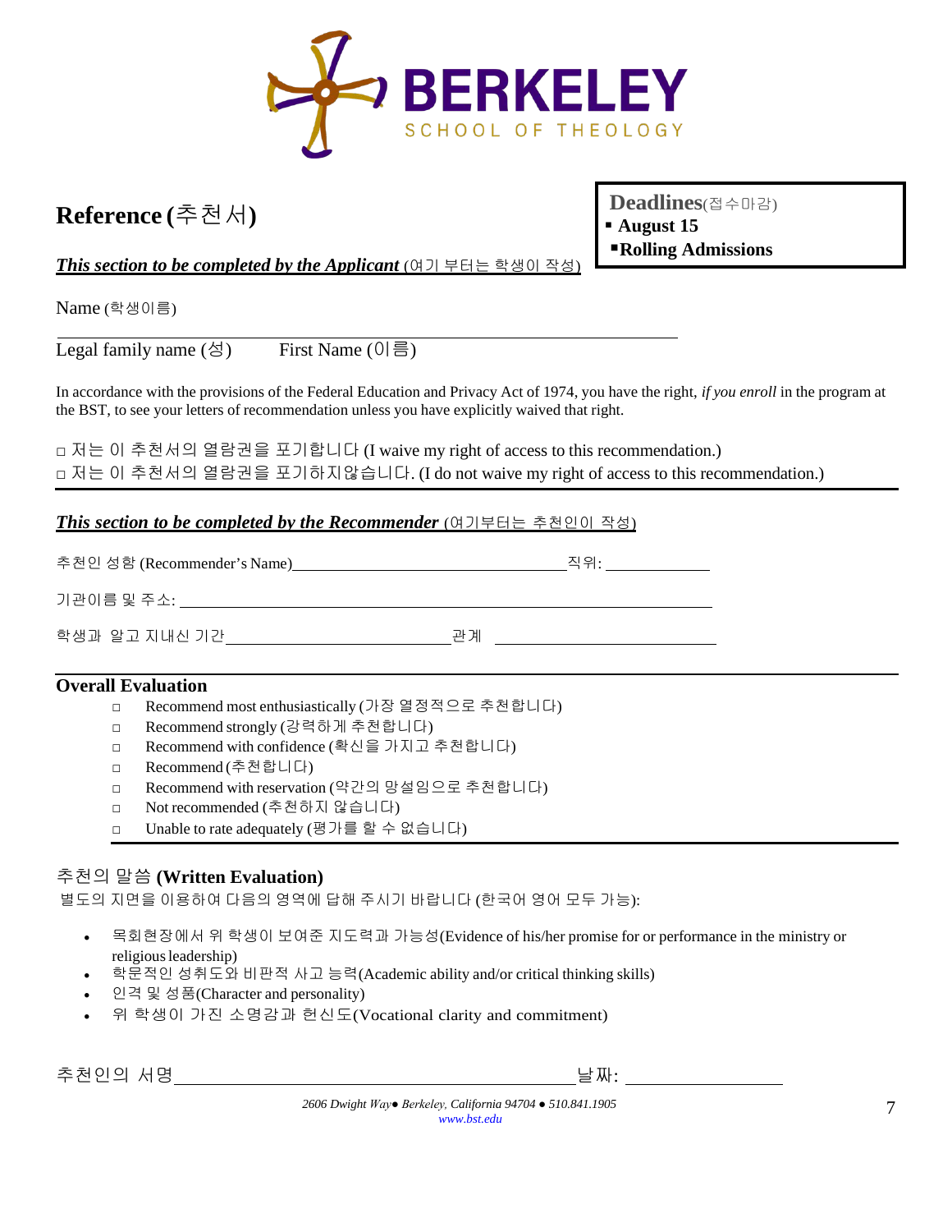BERKELEY
SCHOOL OF THEOLOGY

# Reference (추천서)

**Deadlines**(접수마감)
- **August 15**
- **Rolling Admissions**

***This section to be completed by the Applicant*** (여기 부터는 학생이 작성)

Name (학생이름)

Legal family name (성)     First Name (이름)

In accordance with the provisions of the Federal Education and Privacy Act of 1974, you have the right, *if you enroll* in the program at the BST, to see your letters of recommendation unless you have explicitly waived that right.

□ 저는 이 추천서의 열람권을 포기합니다 (I waive my right of access to this recommendation.)
□ 저는 이 추천서의 열람권을 포기하지않습니다. (I do not waive my right of access to this recommendation.)

***This section to be completed by the Recommender*** (여기부터는 추천인이 작성)

추천인 성함 (Recommender's Name)________________________ 직위: __________

기관이름 및 주소: ____________________________________________

학생과 알고 지내신 기간 ____________________ 관계 ____________________

## Overall Evaluation

- □ Recommend most enthusiastically (가장 열정적으로 추천합니다)
- □ Recommend strongly (강력하게 추천합니다)
- □ Recommend with confidence (확신을 가지고 추천합니다)
- □ Recommend (추천합니다)
- □ Recommend with reservation (약간의 망설임으로 추천합니다)
- □ Not recommended (추천하지 않습니다)
- □ Unable to rate adequately (평가를 할 수 없습니다)

## 추천의 말씀 (Written Evaluation)

별도의 지면을 이용하여 다음의 영역에 답해 주시기 바랍니다 (한국어 영어 모두 가능):

- 목회현장에서 위 학생이 보여준 지도력과 가능성(Evidence of his/her promise for or performance in the ministry or religious leadership)
- 학문적인 성취도와 비판적 사고 능력(Academic ability and/or critical thinking skills)
- 인격 및 성품(Character and personality)
- 위 학생이 가진 소명감과 헌신도(Vocational clarity and commitment)

추천인의 서명 ________________________________ 날짜: ______________

*2606 Dwight Way● Berkeley, California 94704 ● 510.841.1905*
*www.bst.edu*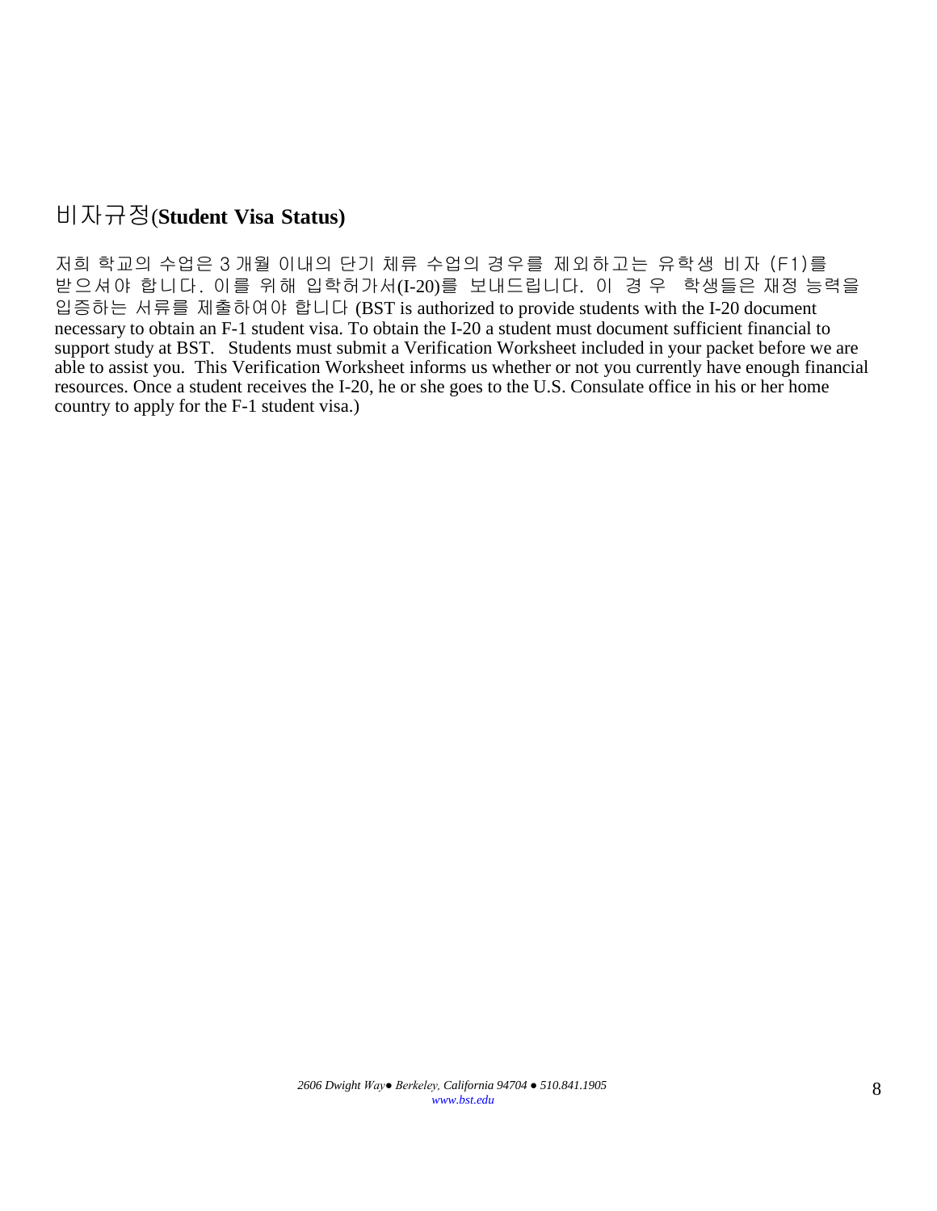## 비자규정(**Student Visa Status)**

저희 학교의 수업은 3 개월 이내의 단기 체류 수업의 경우를 제외하고는 유학생 비자 (F1)를 받으셔야 합니다. 이를 위해 입학허가서(I-20)를 보내드립니다. 이 경 우 학생들은 재정 능력을 입증하는 서류를 제출하여야 합니다 (BST is authorized to provide students with the I-20 document necessary to obtain an F-1 student visa. To obtain the I-20 a student must document sufficient financial to support study at BST. Students must submit a Verification Worksheet included in your packet before we are able to assist you. This Verification Worksheet informs us whether or not you currently have enough financial resources. Once a student receives the I-20, he or she goes to the U.S. Consulate office in his or her home country to apply for the F-1 student visa.)